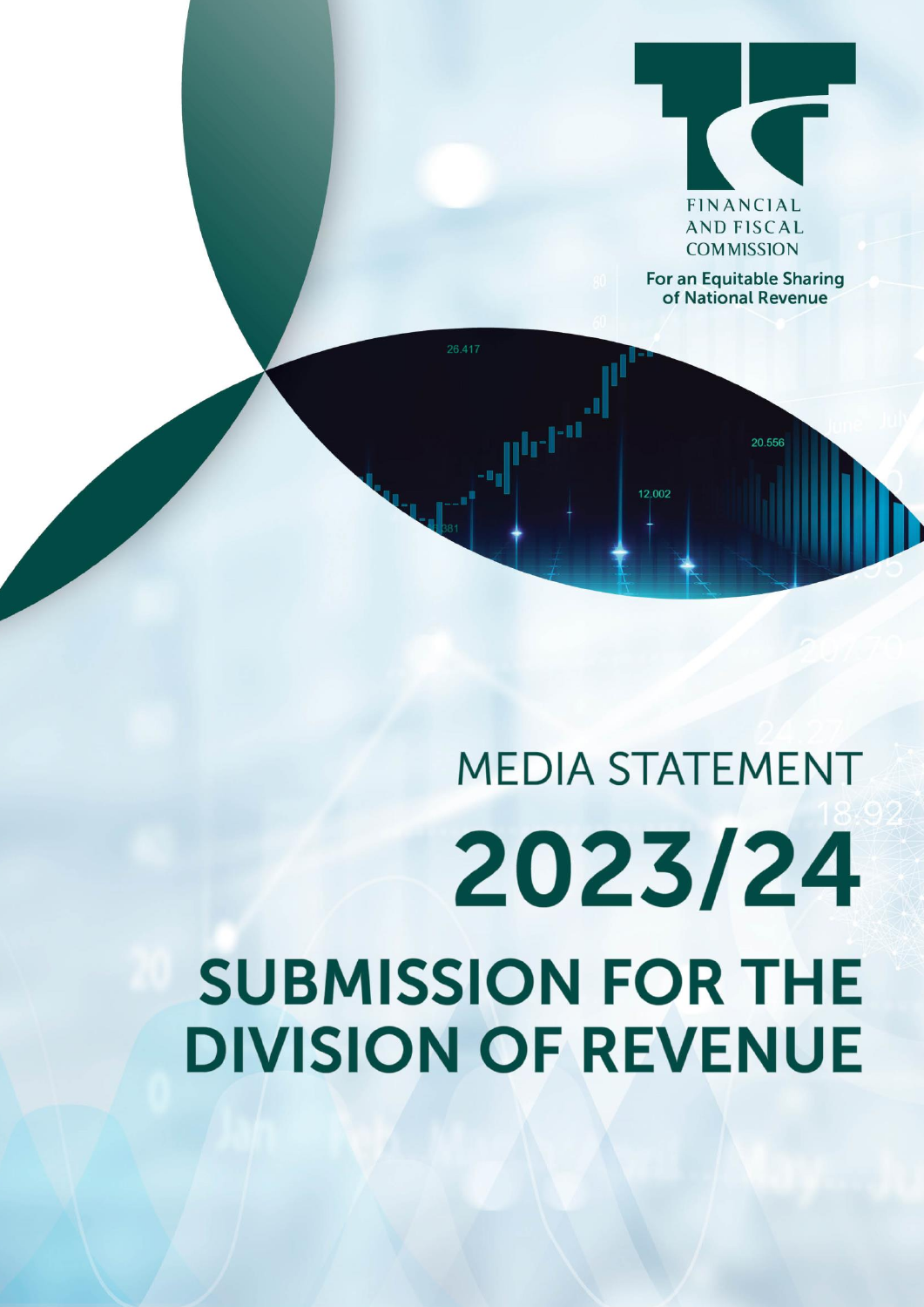FINANCIAL AND FISCAL COMMISSION

For an Equitable Sharing of National Revenue

# MEDIA STATEMENT

# 2023/24

# SUBMISSION FOR THE DIVISION OF REVENUE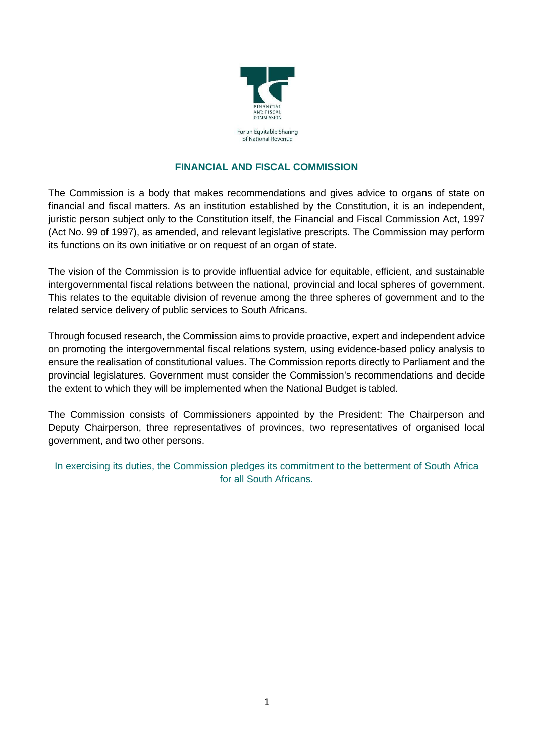FINANCIAL AND FISCAL COMMISSION

For an Equitable Sharing of National Revenue

## FINANCIAL AND FISCAL COMMISSION

The Commission is a body that makes recommendations and gives advice to organs of state on financial and fiscal matters. As an institution established by the Constitution, it is an independent, juristic person subject only to the Constitution itself, the Financial and Fiscal Commission Act, 1997 (Act No. 99 of 1997), as amended, and relevant legislative prescripts. The Commission may perform its functions on its own initiative or on request of an organ of state.

The vision of the Commission is to provide influential advice for equitable, efficient, and sustainable intergovernmental fiscal relations between the national, provincial and local spheres of government. This relates to the equitable division of revenue among the three spheres of government and to the related service delivery of public services to South Africans.

Through focused research, the Commission aims to provide proactive, expert and independent advice on promoting the intergovernmental fiscal relations system, using evidence-based policy analysis to ensure the realisation of constitutional values. The Commission reports directly to Parliament and the provincial legislatures. Government must consider the Commission's recommendations and decide the extent to which they will be implemented when the National Budget is tabled.

The Commission consists of Commissioners appointed by the President: The Chairperson and Deputy Chairperson, three representatives of provinces, two representatives of organised local government, and two other persons.

In exercising its duties, the Commission pledges its commitment to the betterment of South Africa for all South Africans.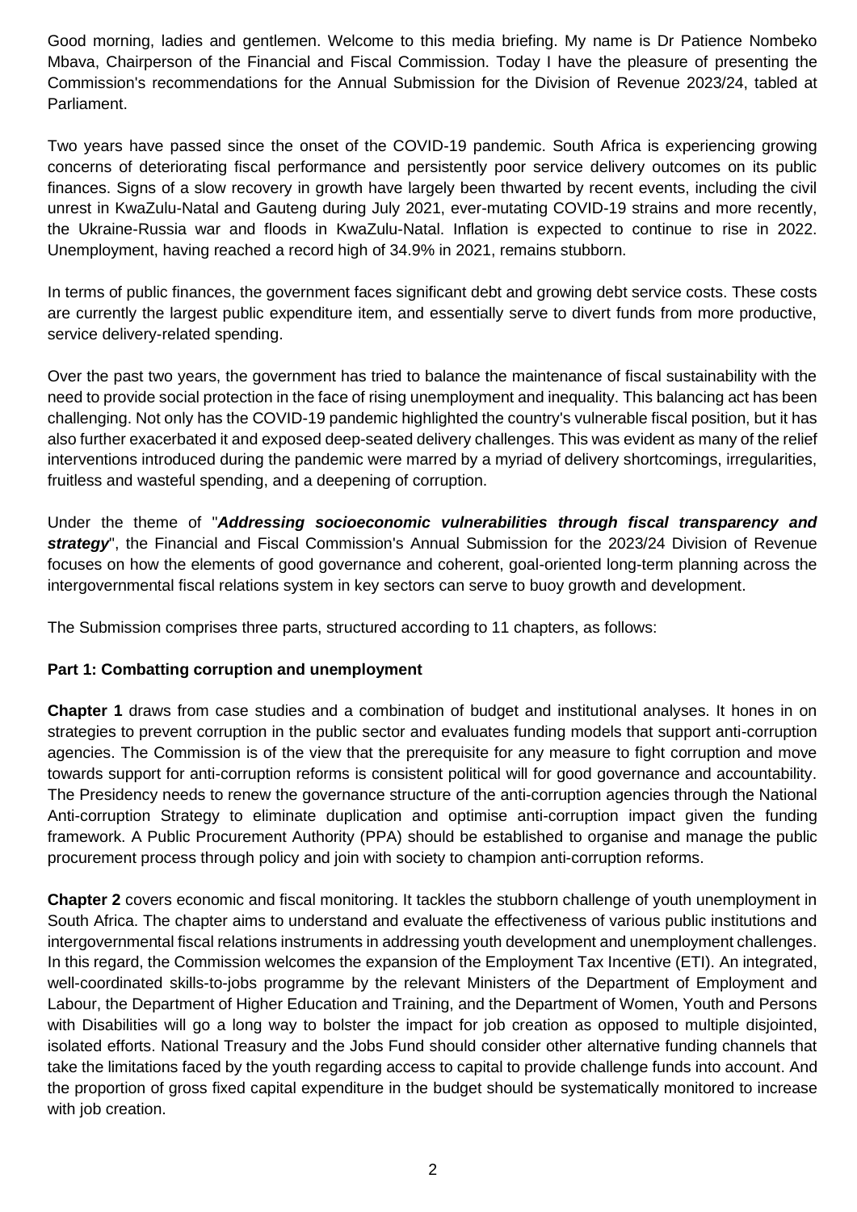Good morning, ladies and gentlemen. Welcome to this media briefing. My name is Dr Patience Nombeko Mbava, Chairperson of the Financial and Fiscal Commission. Today I have the pleasure of presenting the Commission's recommendations for the Annual Submission for the Division of Revenue 2023/24, tabled at Parliament.

Two years have passed since the onset of the COVID-19 pandemic. South Africa is experiencing growing concerns of deteriorating fiscal performance and persistently poor service delivery outcomes on its public finances. Signs of a slow recovery in growth have largely been thwarted by recent events, including the civil unrest in KwaZulu-Natal and Gauteng during July 2021, ever-mutating COVID-19 strains and more recently, the Ukraine-Russia war and floods in KwaZulu-Natal. Inflation is expected to continue to rise in 2022. Unemployment, having reached a record high of 34.9% in 2021, remains stubborn.

In terms of public finances, the government faces significant debt and growing debt service costs. These costs are currently the largest public expenditure item, and essentially serve to divert funds from more productive, service delivery-related spending.

Over the past two years, the government has tried to balance the maintenance of fiscal sustainability with the need to provide social protection in the face of rising unemployment and inequality. This balancing act has been challenging. Not only has the COVID-19 pandemic highlighted the country's vulnerable fiscal position, but it has also further exacerbated it and exposed deep-seated delivery challenges. This was evident as many of the relief interventions introduced during the pandemic were marred by a myriad of delivery shortcomings, irregularities, fruitless and wasteful spending, and a deepening of corruption.

Under the theme of "***Addressing socioeconomic vulnerabilities through fiscal transparency and strategy***", the Financial and Fiscal Commission's Annual Submission for the 2023/24 Division of Revenue focuses on how the elements of good governance and coherent, goal-oriented long-term planning across the intergovernmental fiscal relations system in key sectors can serve to buoy growth and development.

The Submission comprises three parts, structured according to 11 chapters, as follows:

**Part 1: Combatting corruption and unemployment**

**Chapter 1** draws from case studies and a combination of budget and institutional analyses. It hones in on strategies to prevent corruption in the public sector and evaluates funding models that support anti-corruption agencies. The Commission is of the view that the prerequisite for any measure to fight corruption and move towards support for anti-corruption reforms is consistent political will for good governance and accountability. The Presidency needs to renew the governance structure of the anti-corruption agencies through the National Anti-corruption Strategy to eliminate duplication and optimise anti-corruption impact given the funding framework. A Public Procurement Authority (PPA) should be established to organise and manage the public procurement process through policy and join with society to champion anti-corruption reforms.

**Chapter 2** covers economic and fiscal monitoring. It tackles the stubborn challenge of youth unemployment in South Africa. The chapter aims to understand and evaluate the effectiveness of various public institutions and intergovernmental fiscal relations instruments in addressing youth development and unemployment challenges. In this regard, the Commission welcomes the expansion of the Employment Tax Incentive (ETI). An integrated, well-coordinated skills-to-jobs programme by the relevant Ministers of the Department of Employment and Labour, the Department of Higher Education and Training, and the Department of Women, Youth and Persons with Disabilities will go a long way to bolster the impact for job creation as opposed to multiple disjointed, isolated efforts. National Treasury and the Jobs Fund should consider other alternative funding channels that take the limitations faced by the youth regarding access to capital to provide challenge funds into account. And the proportion of gross fixed capital expenditure in the budget should be systematically monitored to increase with job creation.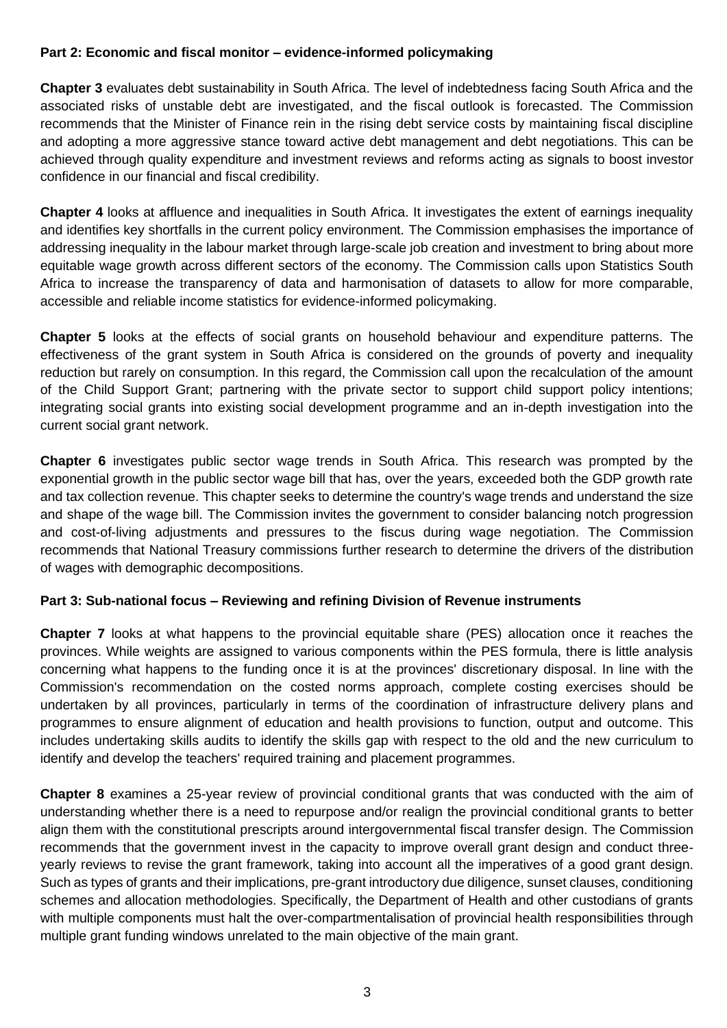**Part 2: Economic and fiscal monitor – evidence-informed policymaking**

**Chapter 3** evaluates debt sustainability in South Africa. The level of indebtedness facing South Africa and the associated risks of unstable debt are investigated, and the fiscal outlook is forecasted. The Commission recommends that the Minister of Finance rein in the rising debt service costs by maintaining fiscal discipline and adopting a more aggressive stance toward active debt management and debt negotiations. This can be achieved through quality expenditure and investment reviews and reforms acting as signals to boost investor confidence in our financial and fiscal credibility.

**Chapter 4** looks at affluence and inequalities in South Africa. It investigates the extent of earnings inequality and identifies key shortfalls in the current policy environment. The Commission emphasises the importance of addressing inequality in the labour market through large-scale job creation and investment to bring about more equitable wage growth across different sectors of the economy. The Commission calls upon Statistics South Africa to increase the transparency of data and harmonisation of datasets to allow for more comparable, accessible and reliable income statistics for evidence-informed policymaking.

**Chapter 5** looks at the effects of social grants on household behaviour and expenditure patterns. The effectiveness of the grant system in South Africa is considered on the grounds of poverty and inequality reduction but rarely on consumption. In this regard, the Commission call upon the recalculation of the amount of the Child Support Grant; partnering with the private sector to support child support policy intentions; integrating social grants into existing social development programme and an in-depth investigation into the current social grant network.

**Chapter 6** investigates public sector wage trends in South Africa. This research was prompted by the exponential growth in the public sector wage bill that has, over the years, exceeded both the GDP growth rate and tax collection revenue. This chapter seeks to determine the country's wage trends and understand the size and shape of the wage bill. The Commission invites the government to consider balancing notch progression and cost-of-living adjustments and pressures to the fiscus during wage negotiation. The Commission recommends that National Treasury commissions further research to determine the drivers of the distribution of wages with demographic decompositions.

**Part 3: Sub-national focus – Reviewing and refining Division of Revenue instruments**

**Chapter 7** looks at what happens to the provincial equitable share (PES) allocation once it reaches the provinces. While weights are assigned to various components within the PES formula, there is little analysis concerning what happens to the funding once it is at the provinces' discretionary disposal. In line with the Commission's recommendation on the costed norms approach, complete costing exercises should be undertaken by all provinces, particularly in terms of the coordination of infrastructure delivery plans and programmes to ensure alignment of education and health provisions to function, output and outcome. This includes undertaking skills audits to identify the skills gap with respect to the old and the new curriculum to identify and develop the teachers' required training and placement programmes.

**Chapter 8** examines a 25-year review of provincial conditional grants that was conducted with the aim of understanding whether there is a need to repurpose and/or realign the provincial conditional grants to better align them with the constitutional prescripts around intergovernmental fiscal transfer design. The Commission recommends that the government invest in the capacity to improve overall grant design and conduct three-yearly reviews to revise the grant framework, taking into account all the imperatives of a good grant design. Such as types of grants and their implications, pre-grant introductory due diligence, sunset clauses, conditioning schemes and allocation methodologies. Specifically, the Department of Health and other custodians of grants with multiple components must halt the over-compartmentalisation of provincial health responsibilities through multiple grant funding windows unrelated to the main objective of the main grant.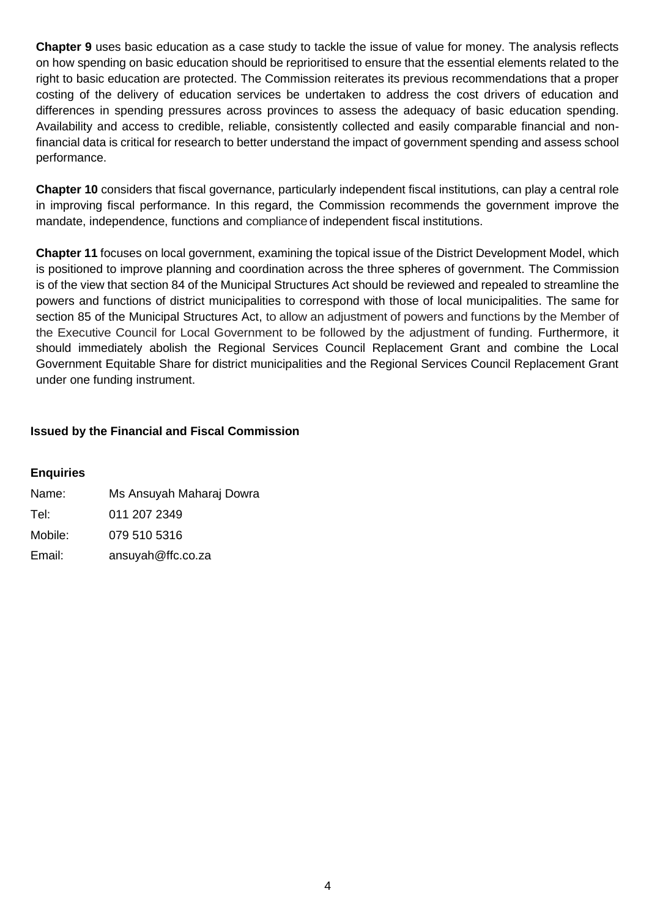**Chapter 9** uses basic education as a case study to tackle the issue of value for money. The analysis reflects on how spending on basic education should be reprioritised to ensure that the essential elements related to the right to basic education are protected. The Commission reiterates its previous recommendations that a proper costing of the delivery of education services be undertaken to address the cost drivers of education and differences in spending pressures across provinces to assess the adequacy of basic education spending. Availability and access to credible, reliable, consistently collected and easily comparable financial and non-financial data is critical for research to better understand the impact of government spending and assess school performance.

**Chapter 10** considers that fiscal governance, particularly independent fiscal institutions, can play a central role in improving fiscal performance. In this regard, the Commission recommends the government improve the mandate, independence, functions and compliance of independent fiscal institutions.

**Chapter 11** focuses on local government, examining the topical issue of the District Development Model, which is positioned to improve planning and coordination across the three spheres of government. The Commission is of the view that section 84 of the Municipal Structures Act should be reviewed and repealed to streamline the powers and functions of district municipalities to correspond with those of local municipalities. The same for section 85 of the Municipal Structures Act, to allow an adjustment of powers and functions by the Member of the Executive Council for Local Government to be followed by the adjustment of funding. Furthermore, it should immediately abolish the Regional Services Council Replacement Grant and combine the Local Government Equitable Share for district municipalities and the Regional Services Council Replacement Grant under one funding instrument.

**Issued by the Financial and Fiscal Commission**

**Enquiries**

Name: Ms Ansuyah Maharaj Dowra

Tel: 011 207 2349

Mobile: 079 510 5316

Email: ansuyah@ffc.co.za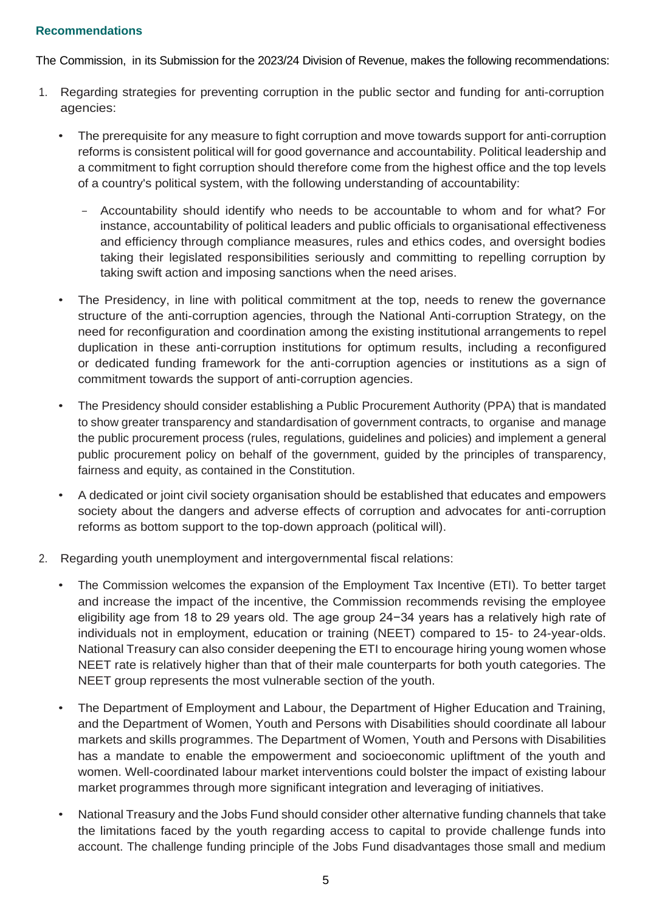## Recommendations

The Commission, in its Submission for the 2023/24 Division of Revenue, makes the following recommendations:

1. Regarding strategies for preventing corruption in the public sector and funding for anti-corruption agencies:

   - The prerequisite for any measure to fight corruption and move towards support for anti-corruption reforms is consistent political will for good governance and accountability. Political leadership and a commitment to fight corruption should therefore come from the highest office and the top levels of a country's political system, with the following understanding of accountability:

     - Accountability should identify who needs to be accountable to whom and for what? For instance, accountability of political leaders and public officials to organisational effectiveness and efficiency through compliance measures, rules and ethics codes, and oversight bodies taking their legislated responsibilities seriously and committing to repelling corruption by taking swift action and imposing sanctions when the need arises.

   - The Presidency, in line with political commitment at the top, needs to renew the governance structure of the anti-corruption agencies, through the National Anti-corruption Strategy, on the need for reconfiguration and coordination among the existing institutional arrangements to repel duplication in these anti-corruption institutions for optimum results, including a reconfigured or dedicated funding framework for the anti-corruption agencies or institutions as a sign of commitment towards the support of anti-corruption agencies.

   - The Presidency should consider establishing a Public Procurement Authority (PPA) that is mandated to show greater transparency and standardisation of government contracts, to organise and manage the public procurement process (rules, regulations, guidelines and policies) and implement a general public procurement policy on behalf of the government, guided by the principles of transparency, fairness and equity, as contained in the Constitution.

   - A dedicated or joint civil society organisation should be established that educates and empowers society about the dangers and adverse effects of corruption and advocates for anti-corruption reforms as bottom support to the top-down approach (political will).

2. Regarding youth unemployment and intergovernmental fiscal relations:

   - The Commission welcomes the expansion of the Employment Tax Incentive (ETI). To better target and increase the impact of the incentive, the Commission recommends revising the employee eligibility age from 18 to 29 years old. The age group 24−34 years has a relatively high rate of individuals not in employment, education or training (NEET) compared to 15- to 24-year-olds. National Treasury can also consider deepening the ETI to encourage hiring young women whose NEET rate is relatively higher than that of their male counterparts for both youth categories. The NEET group represents the most vulnerable section of the youth.

   - The Department of Employment and Labour, the Department of Higher Education and Training, and the Department of Women, Youth and Persons with Disabilities should coordinate all labour markets and skills programmes. The Department of Women, Youth and Persons with Disabilities has a mandate to enable the empowerment and socioeconomic upliftment of the youth and women. Well-coordinated labour market interventions could bolster the impact of existing labour market programmes through more significant integration and leveraging of initiatives.

   - National Treasury and the Jobs Fund should consider other alternative funding channels that take the limitations faced by the youth regarding access to capital to provide challenge funds into account. The challenge funding principle of the Jobs Fund disadvantages those small and medium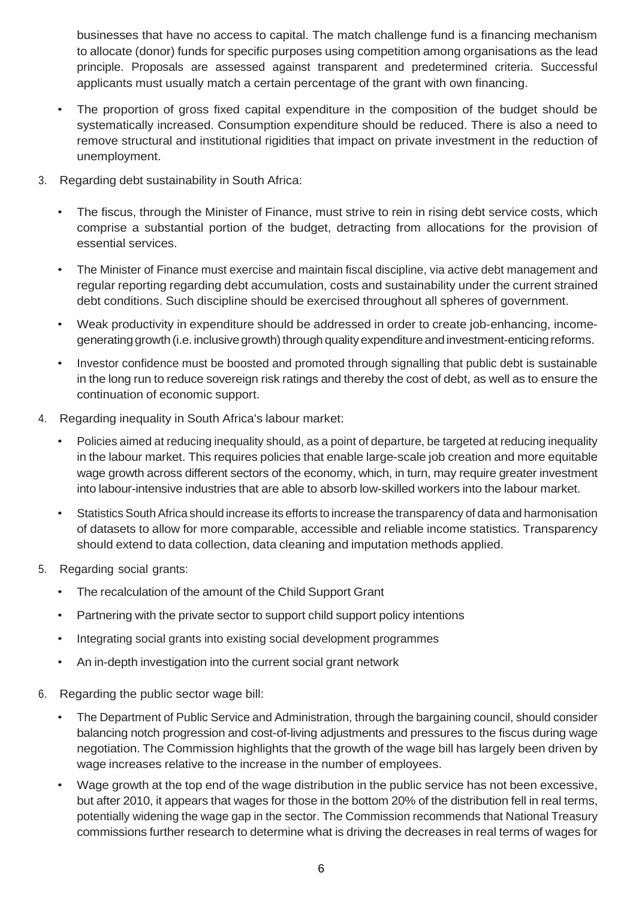businesses that have no access to capital. The match challenge fund is a financing mechanism to allocate (donor) funds for specific purposes using competition among organisations as the lead principle. Proposals are assessed against transparent and predetermined criteria. Successful applicants must usually match a certain percentage of the grant with own financing.

- The proportion of gross fixed capital expenditure in the composition of the budget should be systematically increased. Consumption expenditure should be reduced. There is also a need to remove structural and institutional rigidities that impact on private investment in the reduction of unemployment.

3. Regarding debt sustainability in South Africa:

   - The fiscus, through the Minister of Finance, must strive to rein in rising debt service costs, which comprise a substantial portion of the budget, detracting from allocations for the provision of essential services.
   - The Minister of Finance must exercise and maintain fiscal discipline, via active debt management and regular reporting regarding debt accumulation, costs and sustainability under the current strained debt conditions. Such discipline should be exercised throughout all spheres of government.
   - Weak productivity in expenditure should be addressed in order to create job-enhancing, income-generating growth (i.e. inclusive growth) through quality expenditure and investment-enticing reforms.
   - Investor confidence must be boosted and promoted through signalling that public debt is sustainable in the long run to reduce sovereign risk ratings and thereby the cost of debt, as well as to ensure the continuation of economic support.

4. Regarding inequality in South Africa's labour market:

   - Policies aimed at reducing inequality should, as a point of departure, be targeted at reducing inequality in the labour market. This requires policies that enable large-scale job creation and more equitable wage growth across different sectors of the economy, which, in turn, may require greater investment into labour-intensive industries that are able to absorb low-skilled workers into the labour market.
   - Statistics South Africa should increase its efforts to increase the transparency of data and harmonisation of datasets to allow for more comparable, accessible and reliable income statistics. Transparency should extend to data collection, data cleaning and imputation methods applied.

5. Regarding social grants:

   - The recalculation of the amount of the Child Support Grant
   - Partnering with the private sector to support child support policy intentions
   - Integrating social grants into existing social development programmes
   - An in-depth investigation into the current social grant network

6. Regarding the public sector wage bill:

   - The Department of Public Service and Administration, through the bargaining council, should consider balancing notch progression and cost-of-living adjustments and pressures to the fiscus during wage negotiation. The Commission highlights that the growth of the wage bill has largely been driven by wage increases relative to the increase in the number of employees.
   - Wage growth at the top end of the wage distribution in the public service has not been excessive, but after 2010, it appears that wages for those in the bottom 20% of the distribution fell in real terms, potentially widening the wage gap in the sector. The Commission recommends that National Treasury commissions further research to determine what is driving the decreases in real terms of wages for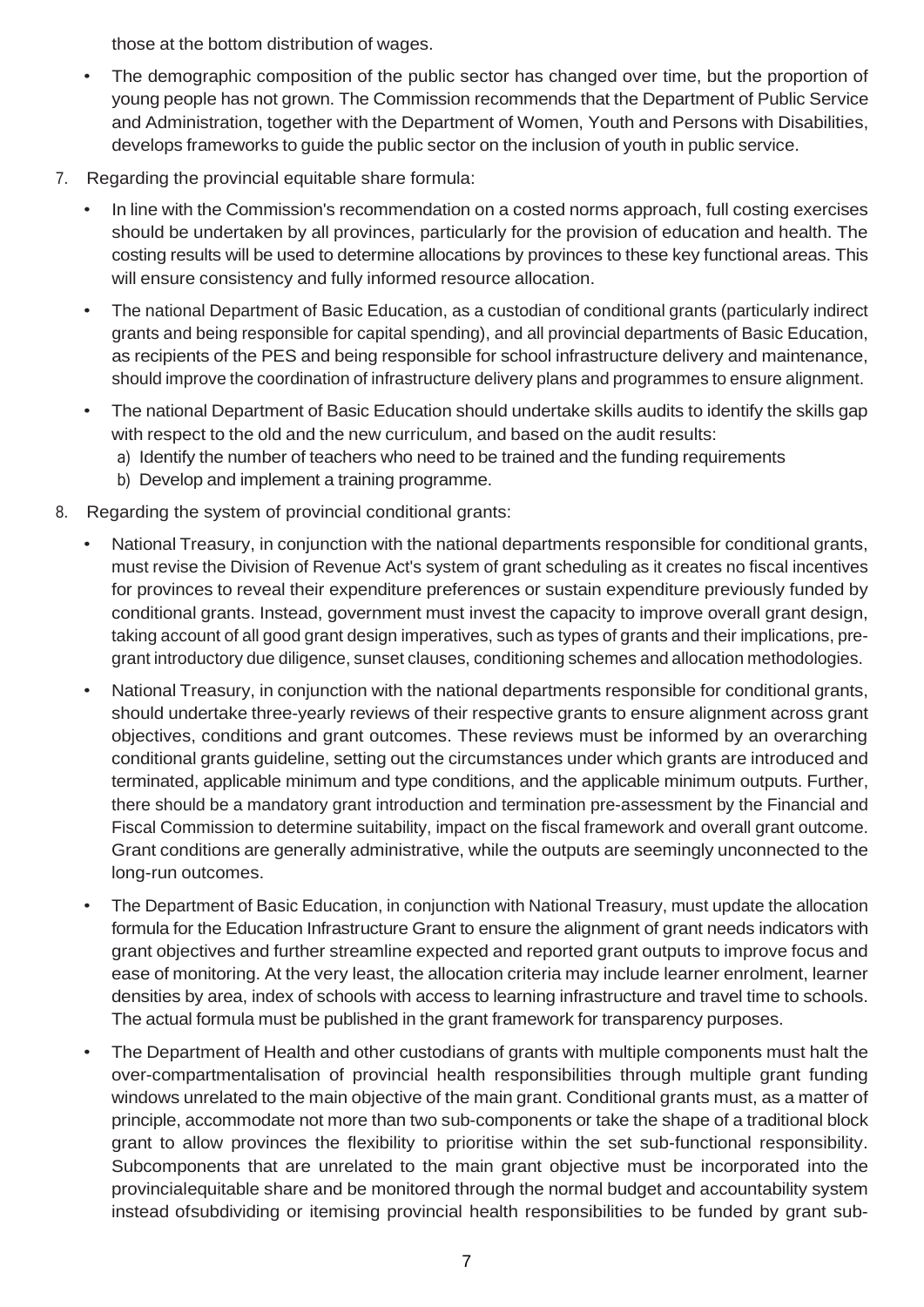those at the bottom distribution of wages.

- The demographic composition of the public sector has changed over time, but the proportion of young people has not grown. The Commission recommends that the Department of Public Service and Administration, together with the Department of Women, Youth and Persons with Disabilities, develops frameworks to guide the public sector on the inclusion of youth in public service.

7. Regarding the provincial equitable share formula:
   - In line with the Commission's recommendation on a costed norms approach, full costing exercises should be undertaken by all provinces, particularly for the provision of education and health. The costing results will be used to determine allocations by provinces to these key functional areas. This will ensure consistency and fully informed resource allocation.
   - The national Department of Basic Education, as a custodian of conditional grants (particularly indirect grants and being responsible for capital spending), and all provincial departments of Basic Education, as recipients of the PES and being responsible for school infrastructure delivery and maintenance, should improve the coordination of infrastructure delivery plans and programmes to ensure alignment.
   - The national Department of Basic Education should undertake skills audits to identify the skills gap with respect to the old and the new curriculum, and based on the audit results:
     a) Identify the number of teachers who need to be trained and the funding requirements
     b) Develop and implement a training programme.

8. Regarding the system of provincial conditional grants:
   - National Treasury, in conjunction with the national departments responsible for conditional grants, must revise the Division of Revenue Act's system of grant scheduling as it creates no fiscal incentives for provinces to reveal their expenditure preferences or sustain expenditure previously funded by conditional grants. Instead, government must invest the capacity to improve overall grant design, taking account of all good grant design imperatives, such as types of grants and their implications, pre-grant introductory due diligence, sunset clauses, conditioning schemes and allocation methodologies.
   - National Treasury, in conjunction with the national departments responsible for conditional grants, should undertake three-yearly reviews of their respective grants to ensure alignment across grant objectives, conditions and grant outcomes. These reviews must be informed by an overarching conditional grants guideline, setting out the circumstances under which grants are introduced and terminated, applicable minimum and type conditions, and the applicable minimum outputs. Further, there should be a mandatory grant introduction and termination pre-assessment by the Financial and Fiscal Commission to determine suitability, impact on the fiscal framework and overall grant outcome. Grant conditions are generally administrative, while the outputs are seemingly unconnected to the long-run outcomes.
   - The Department of Basic Education, in conjunction with National Treasury, must update the allocation formula for the Education Infrastructure Grant to ensure the alignment of grant needs indicators with grant objectives and further streamline expected and reported grant outputs to improve focus and ease of monitoring. At the very least, the allocation criteria may include learner enrolment, learner densities by area, index of schools with access to learning infrastructure and travel time to schools. The actual formula must be published in the grant framework for transparency purposes.
   - The Department of Health and other custodians of grants with multiple components must halt the over-compartmentalisation of provincial health responsibilities through multiple grant funding windows unrelated to the main objective of the main grant. Conditional grants must, as a matter of principle, accommodate not more than two sub-components or take the shape of a traditional block grant to allow provinces the flexibility to prioritise within the set sub-functional responsibility. Subcomponents that are unrelated to the main grant objective must be incorporated into the provincialequitable share and be monitored through the normal budget and accountability system instead ofsubdividing or itemising provincial health responsibilities to be funded by grant sub-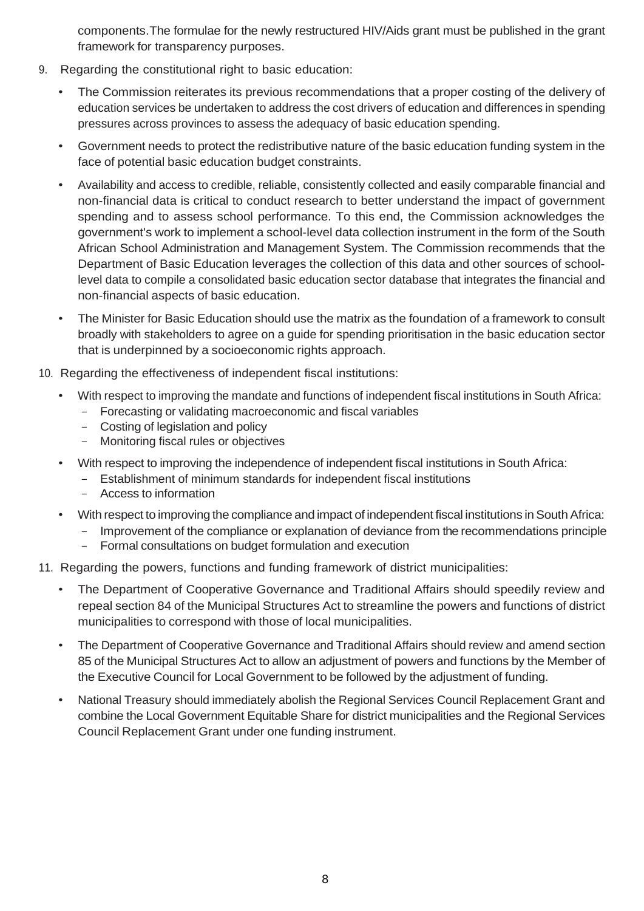components. The formulae for the newly restructured HIV/Aids grant must be published in the grant framework for transparency purposes.

9. Regarding the constitutional right to basic education:
   - The Commission reiterates its previous recommendations that a proper costing of the delivery of education services be undertaken to address the cost drivers of education and differences in spending pressures across provinces to assess the adequacy of basic education spending.
   - Government needs to protect the redistributive nature of the basic education funding system in the face of potential basic education budget constraints.
   - Availability and access to credible, reliable, consistently collected and easily comparable financial and non-financial data is critical to conduct research to better understand the impact of government spending and to assess school performance. To this end, the Commission acknowledges the government's work to implement a school-level data collection instrument in the form of the South African School Administration and Management System. The Commission recommends that the Department of Basic Education leverages the collection of this data and other sources of school-level data to compile a consolidated basic education sector database that integrates the financial and non-financial aspects of basic education.
   - The Minister for Basic Education should use the matrix as the foundation of a framework to consult broadly with stakeholders to agree on a guide for spending prioritisation in the basic education sector that is underpinned by a socioeconomic rights approach.
10. Regarding the effectiveness of independent fiscal institutions:
    - With respect to improving the mandate and functions of independent fiscal institutions in South Africa:
      - Forecasting or validating macroeconomic and fiscal variables
      - Costing of legislation and policy
      - Monitoring fiscal rules or objectives
    - With respect to improving the independence of independent fiscal institutions in South Africa:
      - Establishment of minimum standards for independent fiscal institutions
      - Access to information
    - With respect to improving the compliance and impact of independent fiscal institutions in South Africa:
      - Improvement of the compliance or explanation of deviance from the recommendations principle
      - Formal consultations on budget formulation and execution
11. Regarding the powers, functions and funding framework of district municipalities:
    - The Department of Cooperative Governance and Traditional Affairs should speedily review and repeal section 84 of the Municipal Structures Act to streamline the powers and functions of district municipalities to correspond with those of local municipalities.
    - The Department of Cooperative Governance and Traditional Affairs should review and amend section 85 of the Municipal Structures Act to allow an adjustment of powers and functions by the Member of the Executive Council for Local Government to be followed by the adjustment of funding.
    - National Treasury should immediately abolish the Regional Services Council Replacement Grant and combine the Local Government Equitable Share for district municipalities and the Regional Services Council Replacement Grant under one funding instrument.